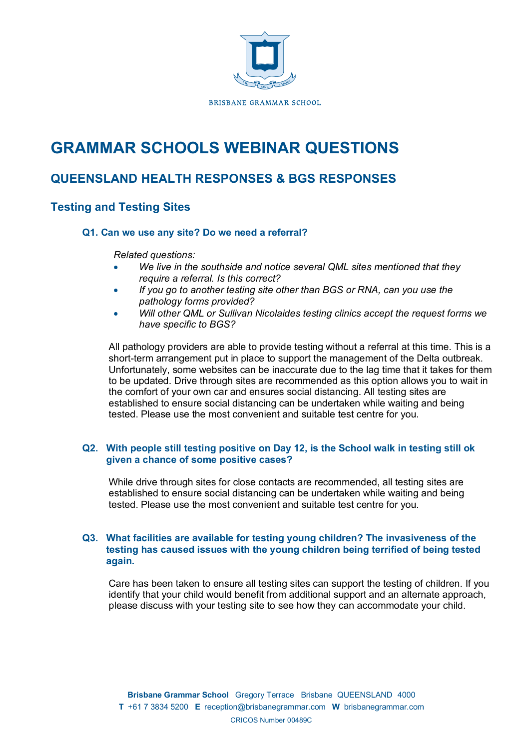BRISBANE GRAMMAR SCHOOL

# GRAMMAR SCHOOLS WEBINAR QUESTIONS

## QUEENSLAND HEALTH RESPONSES & BGS RESPONSES

### Testing and Testing Sites

#### Q1. Can we use any site? Do we need a referral?

*Related questions:*

- *We live in the southside and notice several QML sites mentioned that they require a referral. Is this correct?*
- *If you go to another testing site other than BGS or RNA, can you use the pathology forms provided?*
- *Will other QML or Sullivan Nicolaides testing clinics accept the request forms we have specific to BGS?*

All pathology providers are able to provide testing without a referral at this time. This is a short-term arrangement put in place to support the management of the Delta outbreak. Unfortunately, some websites can be inaccurate due to the lag time that it takes for them to be updated. Drive through sites are recommended as this option allows you to wait in the comfort of your own car and ensures social distancing. All testing sites are established to ensure social distancing can be undertaken while waiting and being tested. Please use the most convenient and suitable test centre for you.

#### Q2. With people still testing positive on Day 12, is the School walk in testing still ok given a chance of some positive cases?

While drive through sites for close contacts are recommended, all testing sites are established to ensure social distancing can be undertaken while waiting and being tested. Please use the most convenient and suitable test centre for you.

#### Q3. What facilities are available for testing young children? The invasiveness of the testing has caused issues with the young children being terrified of being tested again.

Care has been taken to ensure all testing sites can support the testing of children. If you identify that your child would benefit from additional support and an alternate approach, please discuss with your testing site to see how they can accommodate your child.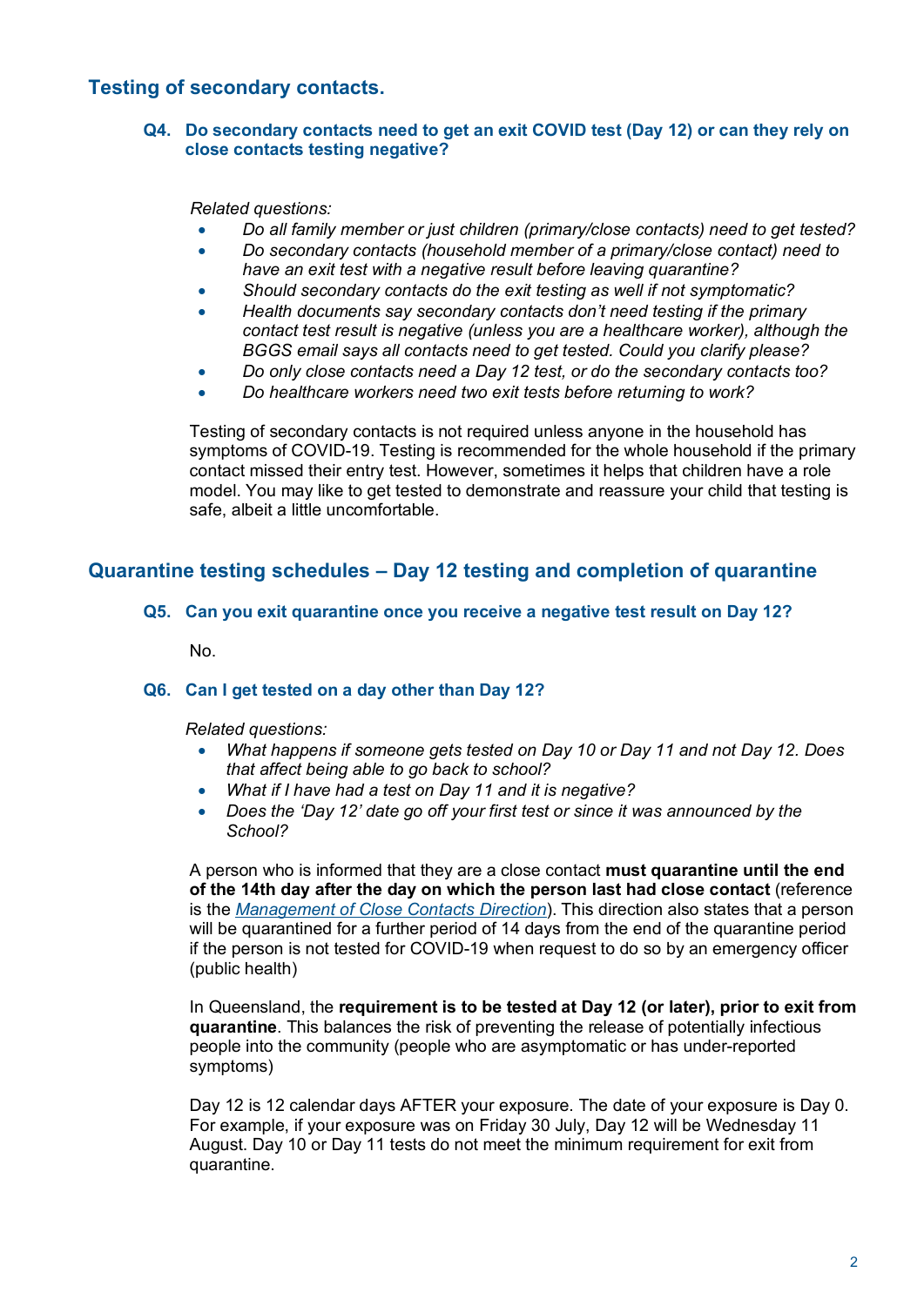## Testing of secondary contacts.

### Q4. Do secondary contacts need to get an exit COVID test (Day 12) or can they rely on close contacts testing negative?

*Related questions:*

- *Do all family member or just children (primary/close contacts) need to get tested?*
- *Do secondary contacts (household member of a primary/close contact) need to have an exit test with a negative result before leaving quarantine?*
- *Should secondary contacts do the exit testing as well if not symptomatic?*
- *Health documents say secondary contacts don't need testing if the primary contact test result is negative (unless you are a healthcare worker), although the BGGS email says all contacts need to get tested. Could you clarify please?*
- *Do only close contacts need a Day 12 test, or do the secondary contacts too?*
- *Do healthcare workers need two exit tests before returning to work?*

Testing of secondary contacts is not required unless anyone in the household has symptoms of COVID-19. Testing is recommended for the whole household if the primary contact missed their entry test. However, sometimes it helps that children have a role model. You may like to get tested to demonstrate and reassure your child that testing is safe, albeit a little uncomfortable.

## Quarantine testing schedules – Day 12 testing and completion of quarantine

### Q5. Can you exit quarantine once you receive a negative test result on Day 12?

No.

### Q6. Can I get tested on a day other than Day 12?

*Related questions:*

- *What happens if someone gets tested on Day 10 or Day 11 and not Day 12. Does that affect being able to go back to school?*
- *What if I have had a test on Day 11 and it is negative?*
- *Does the 'Day 12' date go off your first test or since it was announced by the School?*

A person who is informed that they are a close contact **must quarantine until the end of the 14th day after the day on which the person last had close contact** (reference is the *Management of Close Contacts Direction*). This direction also states that a person will be quarantined for a further period of 14 days from the end of the quarantine period if the person is not tested for COVID-19 when request to do so by an emergency officer (public health)

In Queensland, the **requirement is to be tested at Day 12 (or later), prior to exit from quarantine**. This balances the risk of preventing the release of potentially infectious people into the community (people who are asymptomatic or has under-reported symptoms)

Day 12 is 12 calendar days AFTER your exposure. The date of your exposure is Day 0. For example, if your exposure was on Friday 30 July, Day 12 will be Wednesday 11 August. Day 10 or Day 11 tests do not meet the minimum requirement for exit from quarantine.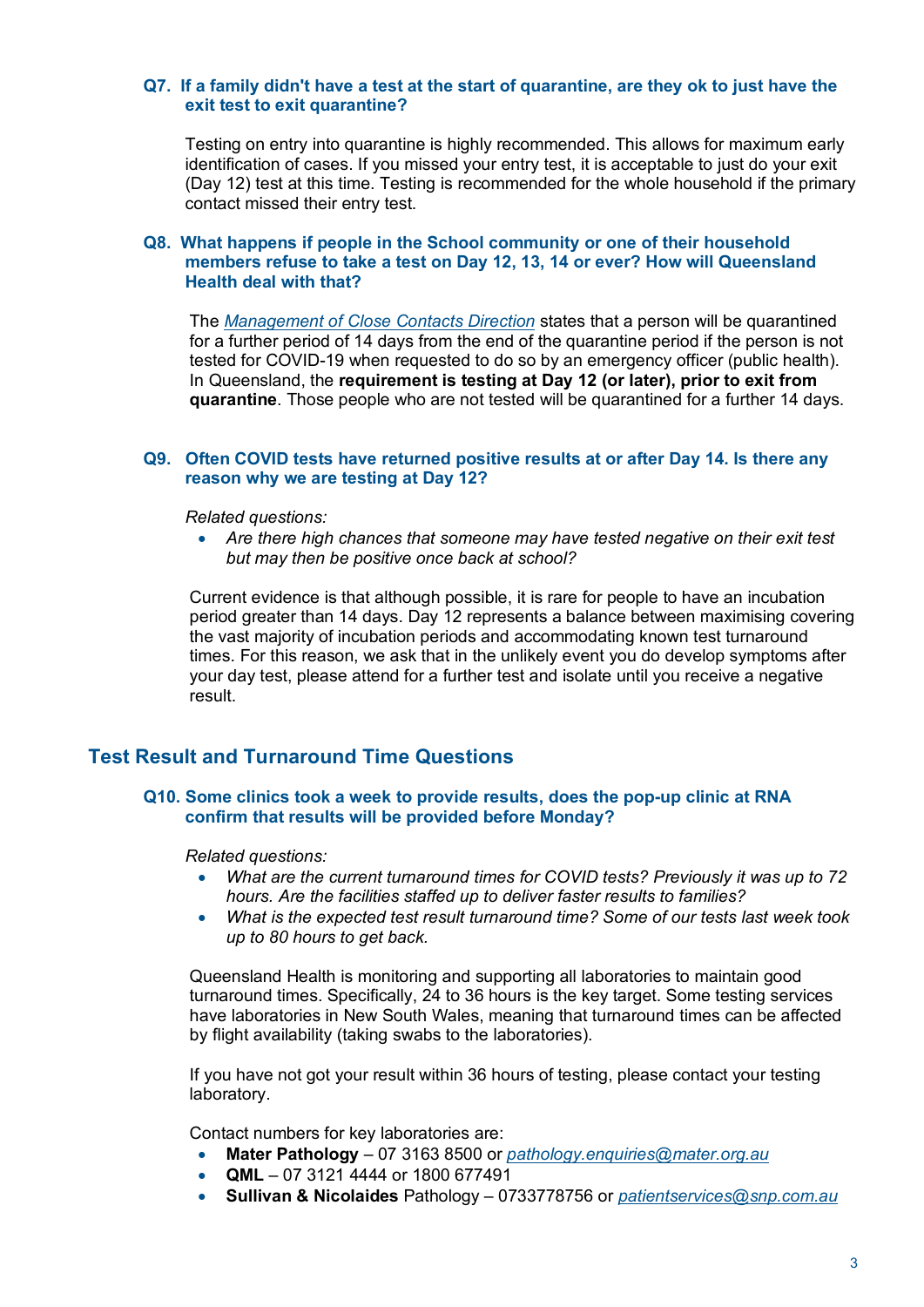### Q7. If a family didn't have a test at the start of quarantine, are they ok to just have the exit test to exit quarantine?

Testing on entry into quarantine is highly recommended. This allows for maximum early identification of cases. If you missed your entry test, it is acceptable to just do your exit (Day 12) test at this time. Testing is recommended for the whole household if the primary contact missed their entry test.

### Q8. What happens if people in the School community or one of their household members refuse to take a test on Day 12, 13, 14 or ever? How will Queensland Health deal with that?

The *Management of Close Contacts Direction* states that a person will be quarantined for a further period of 14 days from the end of the quarantine period if the person is not tested for COVID-19 when requested to do so by an emergency officer (public health). In Queensland, the **requirement is testing at Day 12 (or later), prior to exit from quarantine**. Those people who are not tested will be quarantined for a further 14 days.

### Q9. Often COVID tests have returned positive results at or after Day 14. Is there any reason why we are testing at Day 12?

*Related questions:*

- *Are there high chances that someone may have tested negative on their exit test but may then be positive once back at school?*

Current evidence is that although possible, it is rare for people to have an incubation period greater than 14 days. Day 12 represents a balance between maximising covering the vast majority of incubation periods and accommodating known test turnaround times. For this reason, we ask that in the unlikely event you do develop symptoms after your day test, please attend for a further test and isolate until you receive a negative result.

## Test Result and Turnaround Time Questions

### Q10. Some clinics took a week to provide results, does the pop-up clinic at RNA confirm that results will be provided before Monday?

*Related questions:*

- *What are the current turnaround times for COVID tests? Previously it was up to 72 hours. Are the facilities staffed up to deliver faster results to families?*
- *What is the expected test result turnaround time? Some of our tests last week took up to 80 hours to get back.*

Queensland Health is monitoring and supporting all laboratories to maintain good turnaround times. Specifically, 24 to 36 hours is the key target. Some testing services have laboratories in New South Wales, meaning that turnaround times can be affected by flight availability (taking swabs to the laboratories).

If you have not got your result within 36 hours of testing, please contact your testing laboratory.

Contact numbers for key laboratories are:

- **Mater Pathology** – 07 3163 8500 or pathology.enquiries@mater.org.au
- **QML** – 07 3121 4444 or 1800 677491
- **Sullivan & Nicolaides** Pathology – 0733778756 or patientservices@snp.com.au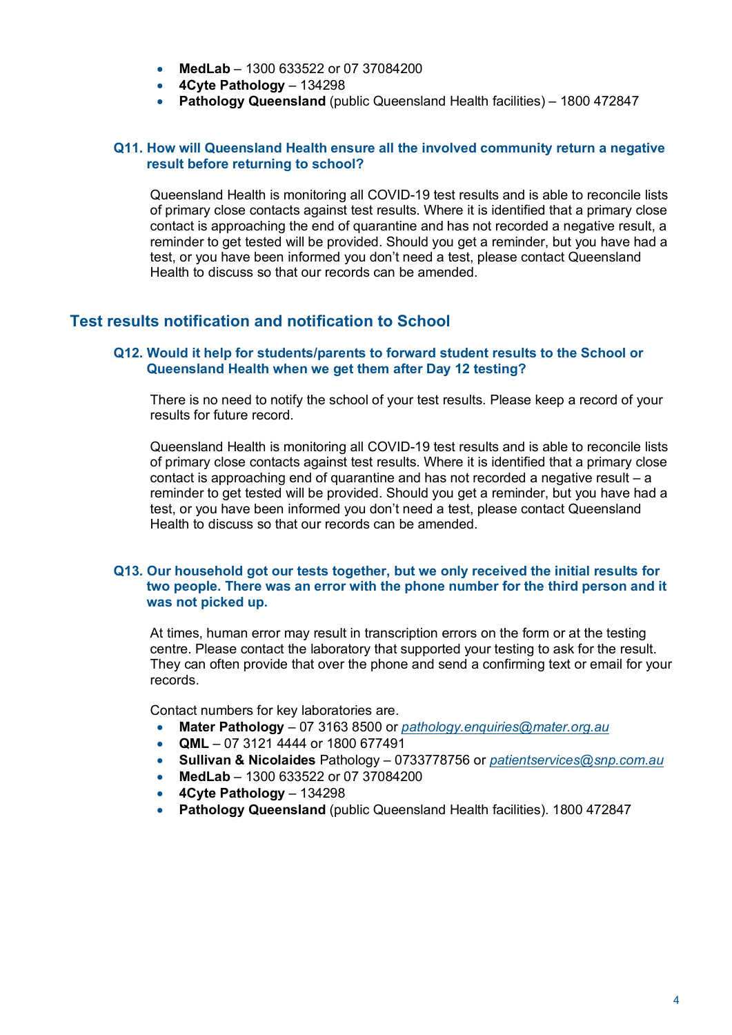- **MedLab** – 1300 633522 or 07 37084200
- **4Cyte Pathology** – 134298
- **Pathology Queensland** (public Queensland Health facilities) – 1800 472847

### Q11. How will Queensland Health ensure all the involved community return a negative result before returning to school?

Queensland Health is monitoring all COVID-19 test results and is able to reconcile lists of primary close contacts against test results. Where it is identified that a primary close contact is approaching the end of quarantine and has not recorded a negative result, a reminder to get tested will be provided. Should you get a reminder, but you have had a test, or you have been informed you don't need a test, please contact Queensland Health to discuss so that our records can be amended.

## Test results notification and notification to School

### Q12. Would it help for students/parents to forward student results to the School or Queensland Health when we get them after Day 12 testing?

There is no need to notify the school of your test results. Please keep a record of your results for future record.

Queensland Health is monitoring all COVID-19 test results and is able to reconcile lists of primary close contacts against test results. Where it is identified that a primary close contact is approaching end of quarantine and has not recorded a negative result – a reminder to get tested will be provided. Should you get a reminder, but you have had a test, or you have been informed you don't need a test, please contact Queensland Health to discuss so that our records can be amended.

### Q13. Our household got our tests together, but we only received the initial results for two people. There was an error with the phone number for the third person and it was not picked up.

At times, human error may result in transcription errors on the form or at the testing centre. Please contact the laboratory that supported your testing to ask for the result. They can often provide that over the phone and send a confirming text or email for your records.

Contact numbers for key laboratories are.

- **Mater Pathology** – 07 3163 8500 or *pathology.enquiries@mater.org.au*
- **QML** – 07 3121 4444 or 1800 677491
- **Sullivan & Nicolaides** Pathology – 0733778756 or *patientservices@snp.com.au*
- **MedLab** – 1300 633522 or 07 37084200
- **4Cyte Pathology** – 134298
- **Pathology Queensland** (public Queensland Health facilities). 1800 472847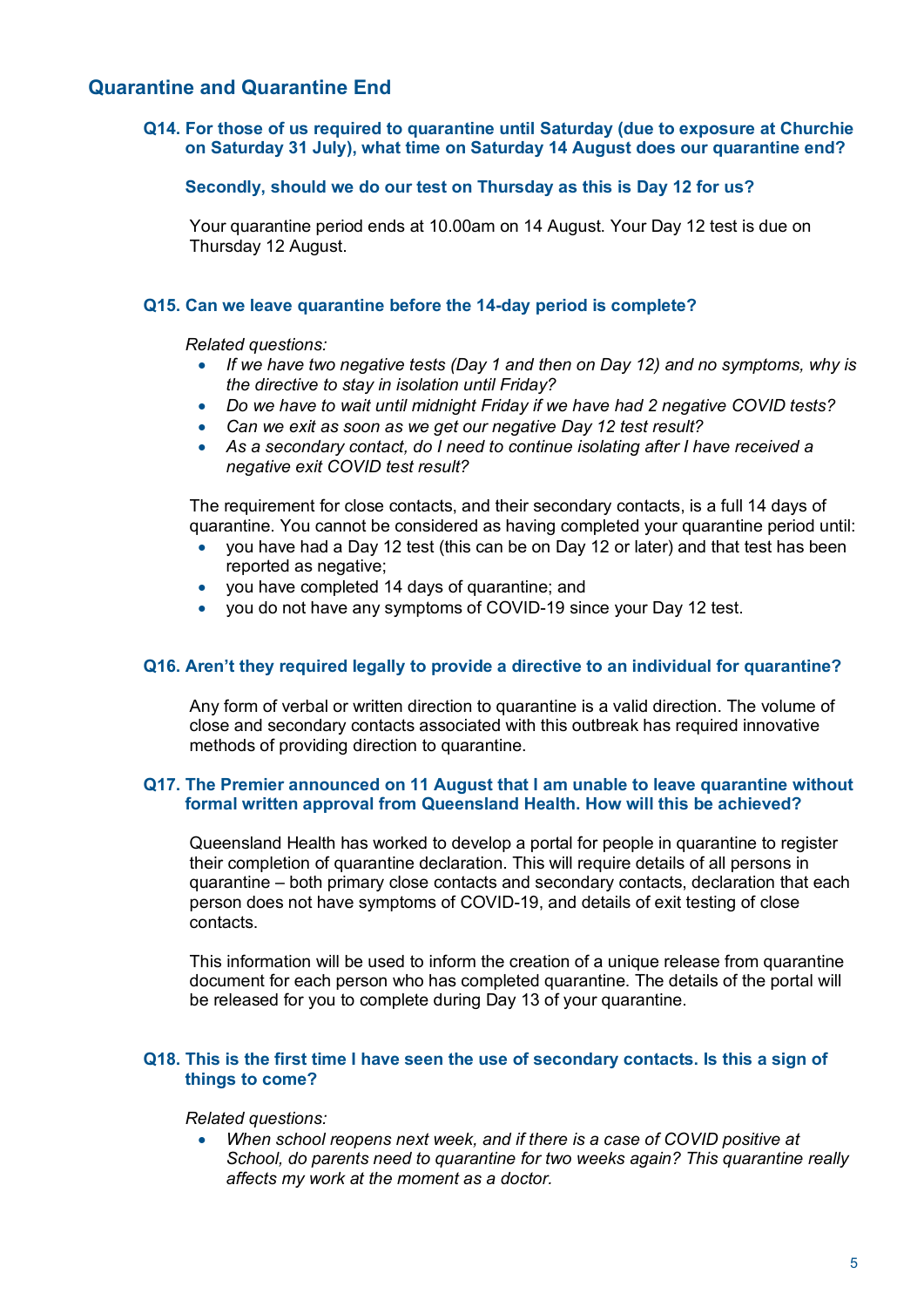## Quarantine and Quarantine End

### Q14. For those of us required to quarantine until Saturday (due to exposure at Churchie on Saturday 31 July), what time on Saturday 14 August does our quarantine end?

### Secondly, should we do our test on Thursday as this is Day 12 for us?

Your quarantine period ends at 10.00am on 14 August. Your Day 12 test is due on Thursday 12 August.

### Q15. Can we leave quarantine before the 14-day period is complete?

*Related questions:*

- *If we have two negative tests (Day 1 and then on Day 12) and no symptoms, why is the directive to stay in isolation until Friday?*
- *Do we have to wait until midnight Friday if we have had 2 negative COVID tests?*
- *Can we exit as soon as we get our negative Day 12 test result?*
- *As a secondary contact, do I need to continue isolating after I have received a negative exit COVID test result?*

The requirement for close contacts, and their secondary contacts, is a full 14 days of quarantine. You cannot be considered as having completed your quarantine period until:

- you have had a Day 12 test (this can be on Day 12 or later) and that test has been reported as negative;
- you have completed 14 days of quarantine; and
- you do not have any symptoms of COVID-19 since your Day 12 test.

### Q16. Aren't they required legally to provide a directive to an individual for quarantine?

Any form of verbal or written direction to quarantine is a valid direction. The volume of close and secondary contacts associated with this outbreak has required innovative methods of providing direction to quarantine.

### Q17. The Premier announced on 11 August that I am unable to leave quarantine without formal written approval from Queensland Health. How will this be achieved?

Queensland Health has worked to develop a portal for people in quarantine to register their completion of quarantine declaration. This will require details of all persons in quarantine – both primary close contacts and secondary contacts, declaration that each person does not have symptoms of COVID-19, and details of exit testing of close contacts.

This information will be used to inform the creation of a unique release from quarantine document for each person who has completed quarantine. The details of the portal will be released for you to complete during Day 13 of your quarantine.

### Q18. This is the first time I have seen the use of secondary contacts. Is this a sign of things to come?

*Related questions:*

- *When school reopens next week, and if there is a case of COVID positive at School, do parents need to quarantine for two weeks again? This quarantine really affects my work at the moment as a doctor.*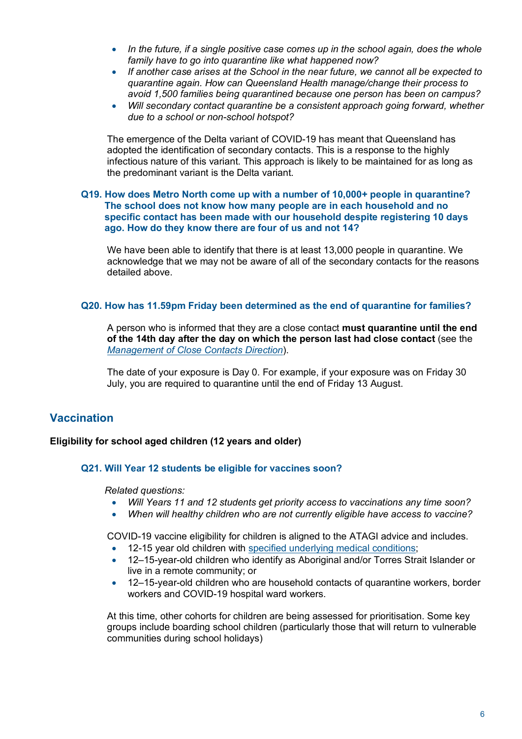- *In the future, if a single positive case comes up in the school again, does the whole family have to go into quarantine like what happened now?*
- *If another case arises at the School in the near future, we cannot all be expected to quarantine again. How can Queensland Health manage/change their process to avoid 1,500 families being quarantined because one person has been on campus?*
- *Will secondary contact quarantine be a consistent approach going forward, whether due to a school or non-school hotspot?*

The emergence of the Delta variant of COVID-19 has meant that Queensland has adopted the identification of secondary contacts. This is a response to the highly infectious nature of this variant. This approach is likely to be maintained for as long as the predominant variant is the Delta variant.

### Q19. How does Metro North come up with a number of 10,000+ people in quarantine? The school does not know how many people are in each household and no specific contact has been made with our household despite registering 10 days ago. How do they know there are four of us and not 14?

We have been able to identify that there is at least 13,000 people in quarantine. We acknowledge that we may not be aware of all of the secondary contacts for the reasons detailed above.

### Q20. How has 11.59pm Friday been determined as the end of quarantine for families?

A person who is informed that they are a close contact **must quarantine until the end of the 14th day after the day on which the person last had close contact** (see the *Management of Close Contacts Direction*).

The date of your exposure is Day 0. For example, if your exposure was on Friday 30 July, you are required to quarantine until the end of Friday 13 August.

## Vaccination

**Eligibility for school aged children (12 years and older)**

### Q21. Will Year 12 students be eligible for vaccines soon?

*Related questions:*

- *Will Years 11 and 12 students get priority access to vaccinations any time soon?*
- *When will healthy children who are not currently eligible have access to vaccine?*

COVID-19 vaccine eligibility for children is aligned to the ATAGI advice and includes.

- 12-15 year old children with specified underlying medical conditions;
- 12–15-year-old children who identify as Aboriginal and/or Torres Strait Islander or live in a remote community; or
- 12–15-year-old children who are household contacts of quarantine workers, border workers and COVID-19 hospital ward workers.

At this time, other cohorts for children are being assessed for prioritisation. Some key groups include boarding school children (particularly those that will return to vulnerable communities during school holidays)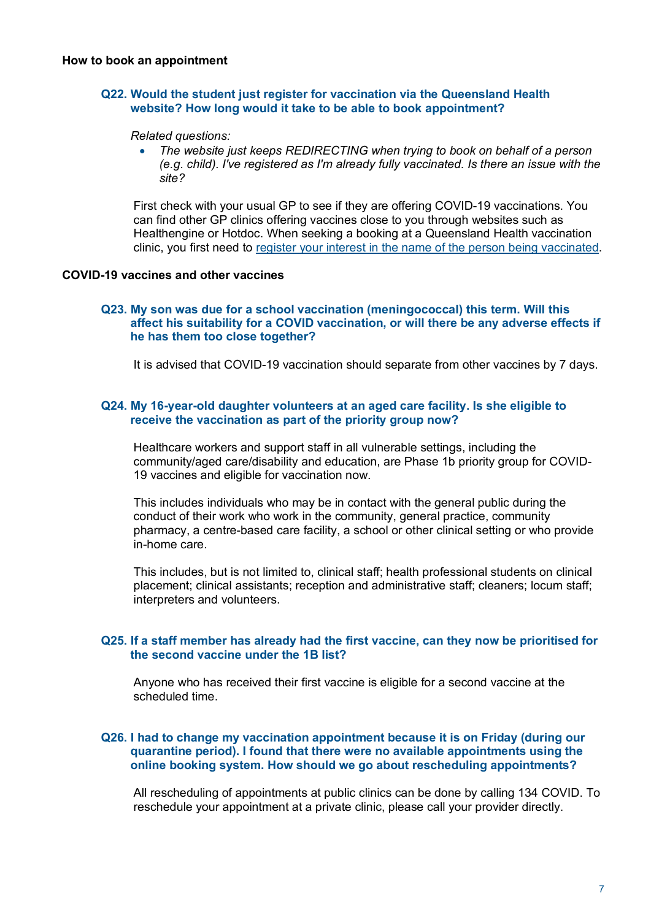## How to book an appointment

### Q22. Would the student just register for vaccination via the Queensland Health website? How long would it take to be able to book appointment?

*Related questions:*

- *The website just keeps REDIRECTING when trying to book on behalf of a person (e.g. child). I've registered as I'm already fully vaccinated. Is there an issue with the site?*

First check with your usual GP to see if they are offering COVID-19 vaccinations. You can find other GP clinics offering vaccines close to you through websites such as Healthengine or Hotdoc. When seeking a booking at a Queensland Health vaccination clinic, you first need to register your interest in the name of the person being vaccinated.

## COVID-19 vaccines and other vaccines

### Q23. My son was due for a school vaccination (meningococcal) this term. Will this affect his suitability for a COVID vaccination, or will there be any adverse effects if he has them too close together?

It is advised that COVID-19 vaccination should separate from other vaccines by 7 days.

### Q24. My 16-year-old daughter volunteers at an aged care facility. Is she eligible to receive the vaccination as part of the priority group now?

Healthcare workers and support staff in all vulnerable settings, including the community/aged care/disability and education, are Phase 1b priority group for COVID-19 vaccines and eligible for vaccination now.

This includes individuals who may be in contact with the general public during the conduct of their work who work in the community, general practice, community pharmacy, a centre-based care facility, a school or other clinical setting or who provide in-home care.

This includes, but is not limited to, clinical staff; health professional students on clinical placement; clinical assistants; reception and administrative staff; cleaners; locum staff; interpreters and volunteers.

### Q25. If a staff member has already had the first vaccine, can they now be prioritised for the second vaccine under the 1B list?

Anyone who has received their first vaccine is eligible for a second vaccine at the scheduled time.

### Q26. I had to change my vaccination appointment because it is on Friday (during our quarantine period). I found that there were no available appointments using the online booking system. How should we go about rescheduling appointments?

All rescheduling of appointments at public clinics can be done by calling 134 COVID. To reschedule your appointment at a private clinic, please call your provider directly.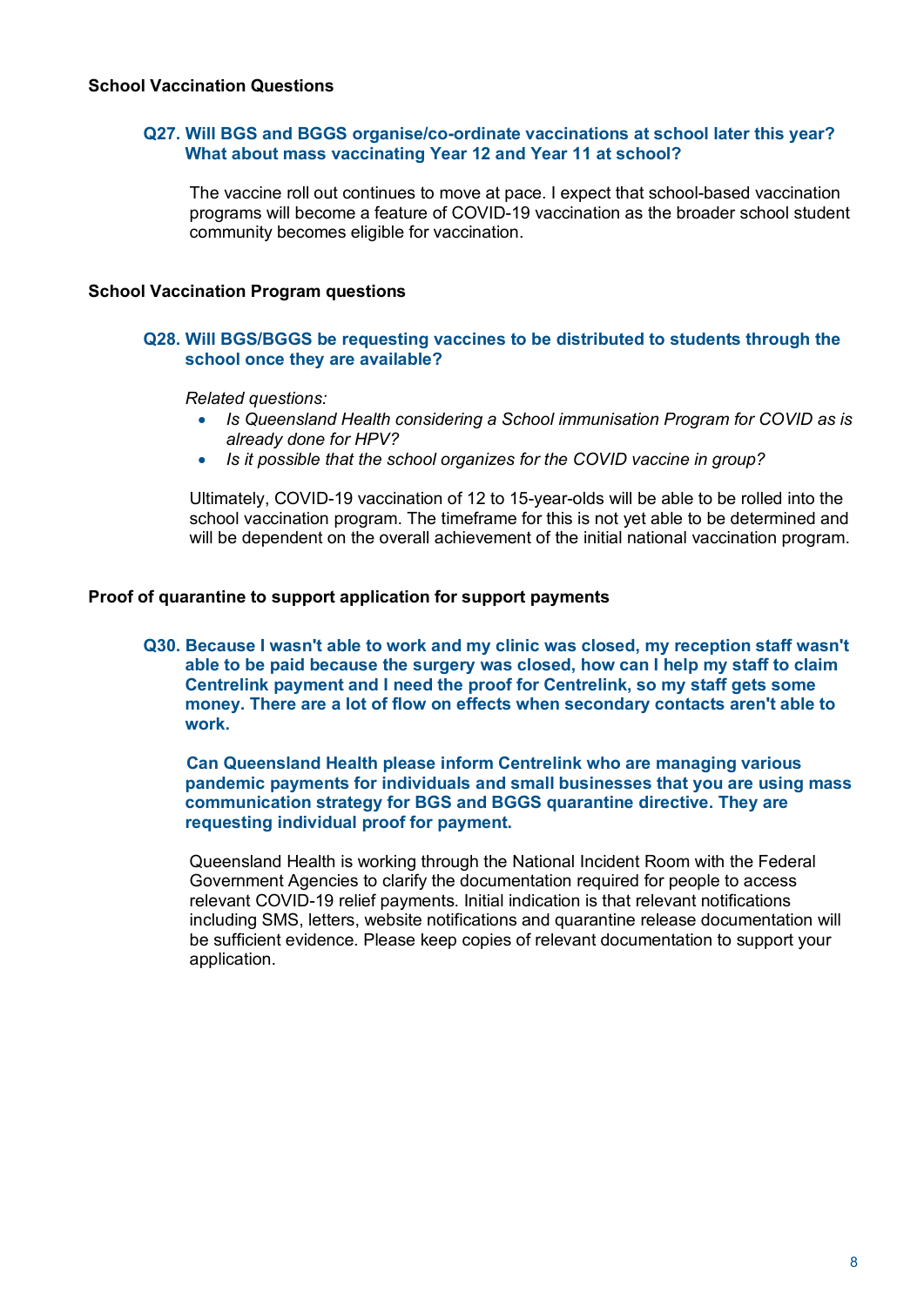### School Vaccination Questions

#### Q27. Will BGS and BGGS organise/co-ordinate vaccinations at school later this year? What about mass vaccinating Year 12 and Year 11 at school?

The vaccine roll out continues to move at pace. I expect that school-based vaccination programs will become a feature of COVID-19 vaccination as the broader school student community becomes eligible for vaccination.

### School Vaccination Program questions

#### Q28. Will BGS/BGGS be requesting vaccines to be distributed to students through the school once they are available?

*Related questions:*

- *Is Queensland Health considering a School immunisation Program for COVID as is already done for HPV?*
- *Is it possible that the school organizes for the COVID vaccine in group?*

Ultimately, COVID-19 vaccination of 12 to 15-year-olds will be able to be rolled into the school vaccination program. The timeframe for this is not yet able to be determined and will be dependent on the overall achievement of the initial national vaccination program.

### Proof of quarantine to support application for support payments

#### Q30. Because I wasn't able to work and my clinic was closed, my reception staff wasn't able to be paid because the surgery was closed, how can I help my staff to claim Centrelink payment and I need the proof for Centrelink, so my staff gets some money. There are a lot of flow on effects when secondary contacts aren't able to work.

**Can Queensland Health please inform Centrelink who are managing various pandemic payments for individuals and small businesses that you are using mass communication strategy for BGS and BGGS quarantine directive. They are requesting individual proof for payment.**

Queensland Health is working through the National Incident Room with the Federal Government Agencies to clarify the documentation required for people to access relevant COVID-19 relief payments. Initial indication is that relevant notifications including SMS, letters, website notifications and quarantine release documentation will be sufficient evidence. Please keep copies of relevant documentation to support your application.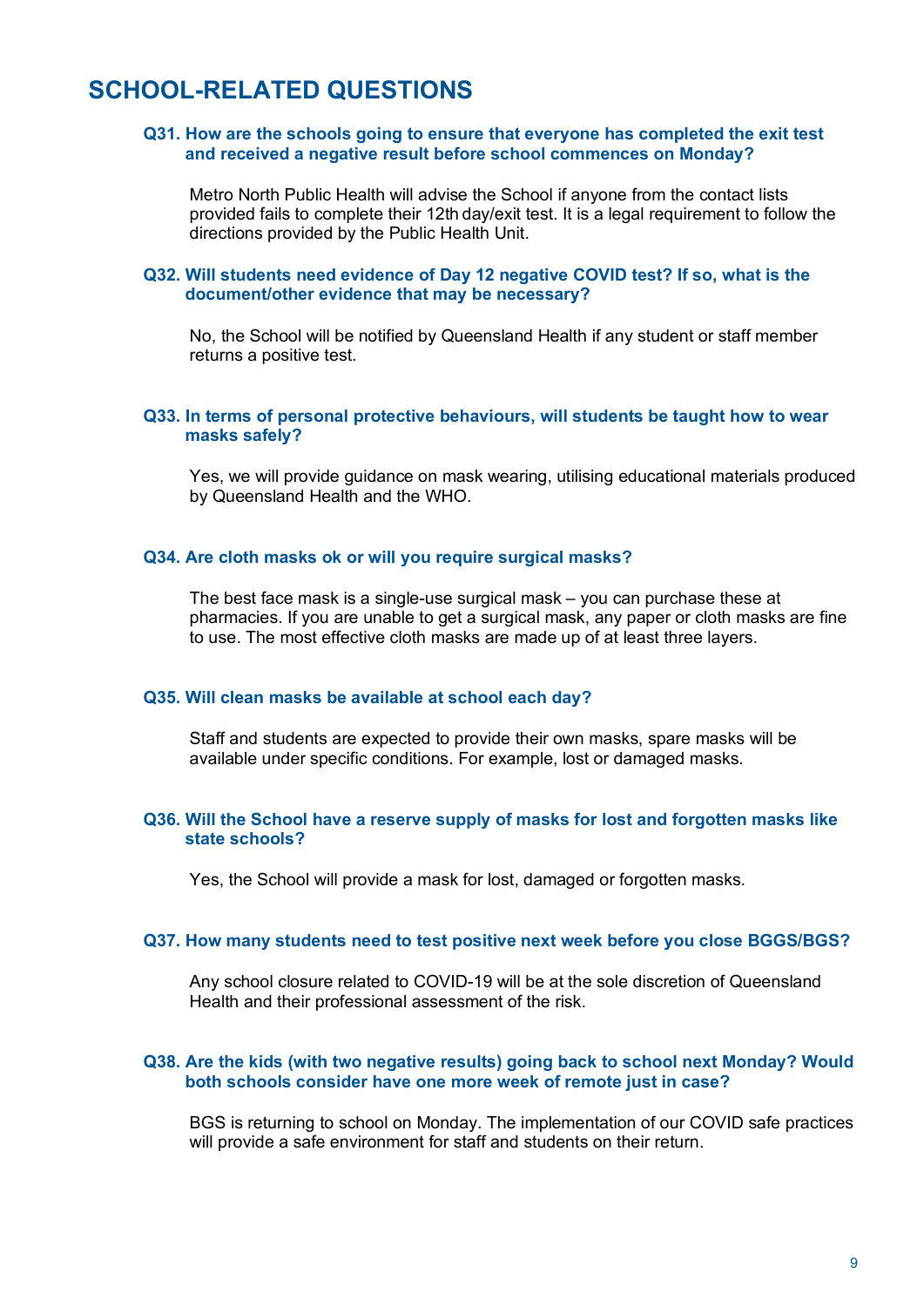# SCHOOL-RELATED QUESTIONS

**Q31. How are the schools going to ensure that everyone has completed the exit test and received a negative result before school commences on Monday?**

Metro North Public Health will advise the School if anyone from the contact lists provided fails to complete their 12th day/exit test. It is a legal requirement to follow the directions provided by the Public Health Unit.

**Q32. Will students need evidence of Day 12 negative COVID test? If so, what is the document/other evidence that may be necessary?**

No, the School will be notified by Queensland Health if any student or staff member returns a positive test.

**Q33. In terms of personal protective behaviours, will students be taught how to wear masks safely?**

Yes, we will provide guidance on mask wearing, utilising educational materials produced by Queensland Health and the WHO.

**Q34. Are cloth masks ok or will you require surgical masks?**

The best face mask is a single-use surgical mask – you can purchase these at pharmacies. If you are unable to get a surgical mask, any paper or cloth masks are fine to use. The most effective cloth masks are made up of at least three layers.

**Q35. Will clean masks be available at school each day?**

Staff and students are expected to provide their own masks, spare masks will be available under specific conditions. For example, lost or damaged masks.

**Q36. Will the School have a reserve supply of masks for lost and forgotten masks like state schools?**

Yes, the School will provide a mask for lost, damaged or forgotten masks.

**Q37. How many students need to test positive next week before you close BGGS/BGS?**

Any school closure related to COVID-19 will be at the sole discretion of Queensland Health and their professional assessment of the risk.

**Q38. Are the kids (with two negative results) going back to school next Monday? Would both schools consider have one more week of remote just in case?**

BGS is returning to school on Monday. The implementation of our COVID safe practices will provide a safe environment for staff and students on their return.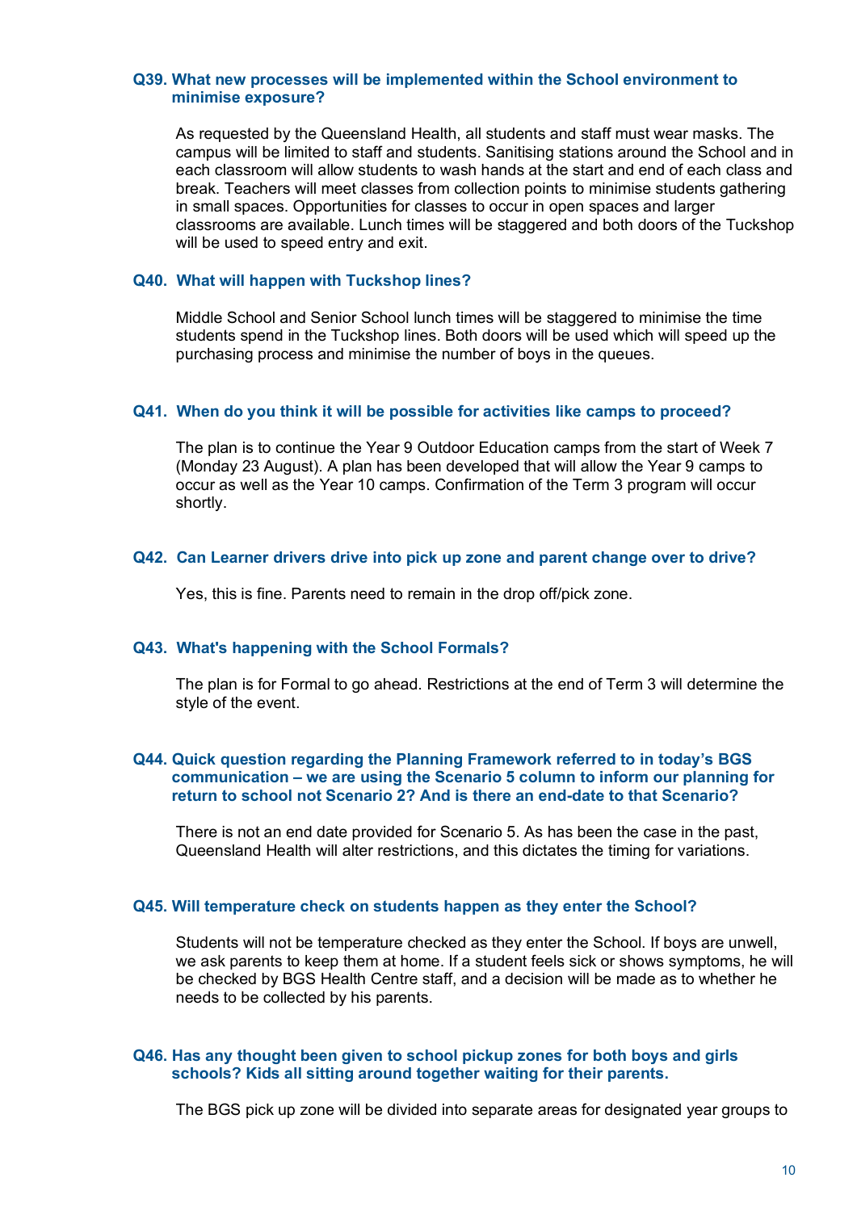### Q39. What new processes will be implemented within the School environment to minimise exposure?

As requested by the Queensland Health, all students and staff must wear masks. The campus will be limited to staff and students. Sanitising stations around the School and in each classroom will allow students to wash hands at the start and end of each class and break. Teachers will meet classes from collection points to minimise students gathering in small spaces. Opportunities for classes to occur in open spaces and larger classrooms are available. Lunch times will be staggered and both doors of the Tuckshop will be used to speed entry and exit.

### Q40. What will happen with Tuckshop lines?

Middle School and Senior School lunch times will be staggered to minimise the time students spend in the Tuckshop lines. Both doors will be used which will speed up the purchasing process and minimise the number of boys in the queues.

### Q41. When do you think it will be possible for activities like camps to proceed?

The plan is to continue the Year 9 Outdoor Education camps from the start of Week 7 (Monday 23 August). A plan has been developed that will allow the Year 9 camps to occur as well as the Year 10 camps. Confirmation of the Term 3 program will occur shortly.

### Q42. Can Learner drivers drive into pick up zone and parent change over to drive?

Yes, this is fine. Parents need to remain in the drop off/pick zone.

### Q43. What's happening with the School Formals?

The plan is for Formal to go ahead. Restrictions at the end of Term 3 will determine the style of the event.

### Q44. Quick question regarding the Planning Framework referred to in today's BGS communication – we are using the Scenario 5 column to inform our planning for return to school not Scenario 2? And is there an end-date to that Scenario?

There is not an end date provided for Scenario 5. As has been the case in the past, Queensland Health will alter restrictions, and this dictates the timing for variations.

### Q45. Will temperature check on students happen as they enter the School?

Students will not be temperature checked as they enter the School. If boys are unwell, we ask parents to keep them at home. If a student feels sick or shows symptoms, he will be checked by BGS Health Centre staff, and a decision will be made as to whether he needs to be collected by his parents.

### Q46. Has any thought been given to school pickup zones for both boys and girls schools? Kids all sitting around together waiting for their parents.

The BGS pick up zone will be divided into separate areas for designated year groups to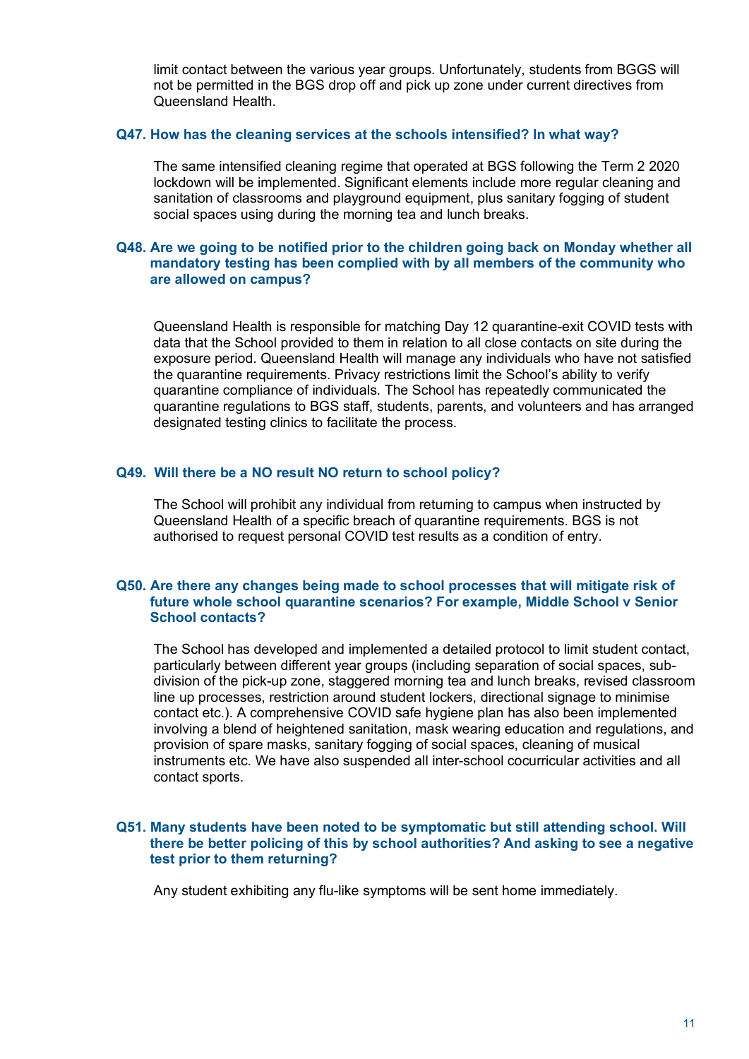limit contact between the various year groups. Unfortunately, students from BGGS will not be permitted in the BGS drop off and pick up zone under current directives from Queensland Health.

### Q47. How has the cleaning services at the schools intensified? In what way?

The same intensified cleaning regime that operated at BGS following the Term 2 2020 lockdown will be implemented. Significant elements include more regular cleaning and sanitation of classrooms and playground equipment, plus sanitary fogging of student social spaces using during the morning tea and lunch breaks.

### Q48. Are we going to be notified prior to the children going back on Monday whether all mandatory testing has been complied with by all members of the community who are allowed on campus?

Queensland Health is responsible for matching Day 12 quarantine-exit COVID tests with data that the School provided to them in relation to all close contacts on site during the exposure period. Queensland Health will manage any individuals who have not satisfied the quarantine requirements. Privacy restrictions limit the School's ability to verify quarantine compliance of individuals. The School has repeatedly communicated the quarantine regulations to BGS staff, students, parents, and volunteers and has arranged designated testing clinics to facilitate the process.

### Q49. Will there be a NO result NO return to school policy?

The School will prohibit any individual from returning to campus when instructed by Queensland Health of a specific breach of quarantine requirements. BGS is not authorised to request personal COVID test results as a condition of entry.

### Q50. Are there any changes being made to school processes that will mitigate risk of future whole school quarantine scenarios? For example, Middle School v Senior School contacts?

The School has developed and implemented a detailed protocol to limit student contact, particularly between different year groups (including separation of social spaces, sub-division of the pick-up zone, staggered morning tea and lunch breaks, revised classroom line up processes, restriction around student lockers, directional signage to minimise contact etc.). A comprehensive COVID safe hygiene plan has also been implemented involving a blend of heightened sanitation, mask wearing education and regulations, and provision of spare masks, sanitary fogging of social spaces, cleaning of musical instruments etc. We have also suspended all inter-school cocurricular activities and all contact sports.

### Q51. Many students have been noted to be symptomatic but still attending school. Will there be better policing of this by school authorities? And asking to see a negative test prior to them returning?

Any student exhibiting any flu-like symptoms will be sent home immediately.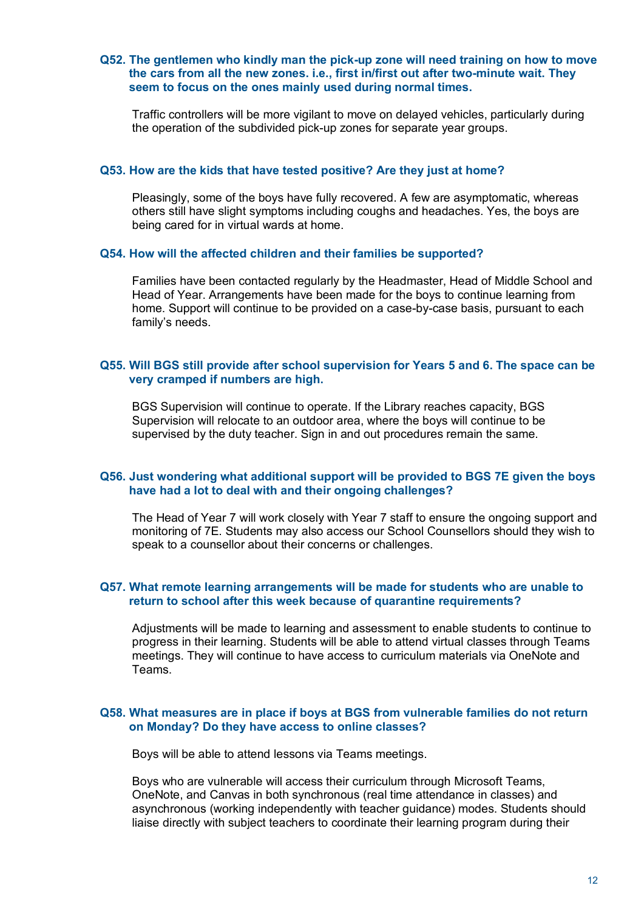**Q52. The gentlemen who kindly man the pick-up zone will need training on how to move the cars from all the new zones. i.e., first in/first out after two-minute wait. They seem to focus on the ones mainly used during normal times.**

Traffic controllers will be more vigilant to move on delayed vehicles, particularly during the operation of the subdivided pick-up zones for separate year groups.

**Q53. How are the kids that have tested positive? Are they just at home?**

Pleasingly, some of the boys have fully recovered. A few are asymptomatic, whereas others still have slight symptoms including coughs and headaches. Yes, the boys are being cared for in virtual wards at home.

**Q54. How will the affected children and their families be supported?**

Families have been contacted regularly by the Headmaster, Head of Middle School and Head of Year. Arrangements have been made for the boys to continue learning from home. Support will continue to be provided on a case-by-case basis, pursuant to each family's needs.

**Q55. Will BGS still provide after school supervision for Years 5 and 6. The space can be very cramped if numbers are high.**

BGS Supervision will continue to operate. If the Library reaches capacity, BGS Supervision will relocate to an outdoor area, where the boys will continue to be supervised by the duty teacher. Sign in and out procedures remain the same.

**Q56. Just wondering what additional support will be provided to BGS 7E given the boys have had a lot to deal with and their ongoing challenges?**

The Head of Year 7 will work closely with Year 7 staff to ensure the ongoing support and monitoring of 7E. Students may also access our School Counsellors should they wish to speak to a counsellor about their concerns or challenges.

**Q57. What remote learning arrangements will be made for students who are unable to return to school after this week because of quarantine requirements?**

Adjustments will be made to learning and assessment to enable students to continue to progress in their learning. Students will be able to attend virtual classes through Teams meetings. They will continue to have access to curriculum materials via OneNote and Teams.

**Q58. What measures are in place if boys at BGS from vulnerable families do not return on Monday? Do they have access to online classes?**

Boys will be able to attend lessons via Teams meetings.

Boys who are vulnerable will access their curriculum through Microsoft Teams, OneNote, and Canvas in both synchronous (real time attendance in classes) and asynchronous (working independently with teacher guidance) modes. Students should liaise directly with subject teachers to coordinate their learning program during their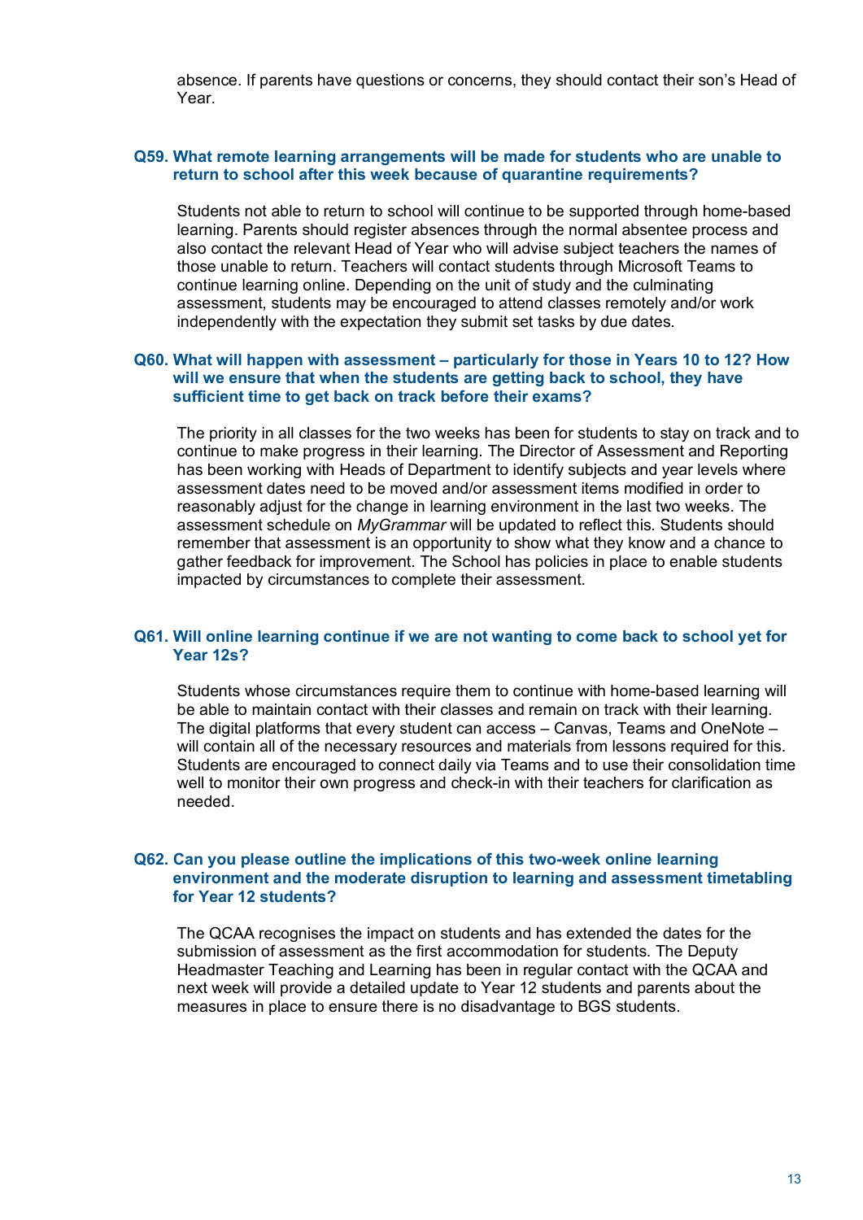absence. If parents have questions or concerns, they should contact their son's Head of Year.

### Q59. What remote learning arrangements will be made for students who are unable to return to school after this week because of quarantine requirements?

Students not able to return to school will continue to be supported through home-based learning. Parents should register absences through the normal absentee process and also contact the relevant Head of Year who will advise subject teachers the names of those unable to return. Teachers will contact students through Microsoft Teams to continue learning online. Depending on the unit of study and the culminating assessment, students may be encouraged to attend classes remotely and/or work independently with the expectation they submit set tasks by due dates.

### Q60. What will happen with assessment – particularly for those in Years 10 to 12? How will we ensure that when the students are getting back to school, they have sufficient time to get back on track before their exams?

The priority in all classes for the two weeks has been for students to stay on track and to continue to make progress in their learning. The Director of Assessment and Reporting has been working with Heads of Department to identify subjects and year levels where assessment dates need to be moved and/or assessment items modified in order to reasonably adjust for the change in learning environment in the last two weeks. The assessment schedule on *MyGrammar* will be updated to reflect this. Students should remember that assessment is an opportunity to show what they know and a chance to gather feedback for improvement. The School has policies in place to enable students impacted by circumstances to complete their assessment.

### Q61. Will online learning continue if we are not wanting to come back to school yet for Year 12s?

Students whose circumstances require them to continue with home-based learning will be able to maintain contact with their classes and remain on track with their learning. The digital platforms that every student can access – Canvas, Teams and OneNote – will contain all of the necessary resources and materials from lessons required for this. Students are encouraged to connect daily via Teams and to use their consolidation time well to monitor their own progress and check-in with their teachers for clarification as needed.

### Q62. Can you please outline the implications of this two-week online learning environment and the moderate disruption to learning and assessment timetabling for Year 12 students?

The QCAA recognises the impact on students and has extended the dates for the submission of assessment as the first accommodation for students. The Deputy Headmaster Teaching and Learning has been in regular contact with the QCAA and next week will provide a detailed update to Year 12 students and parents about the measures in place to ensure there is no disadvantage to BGS students.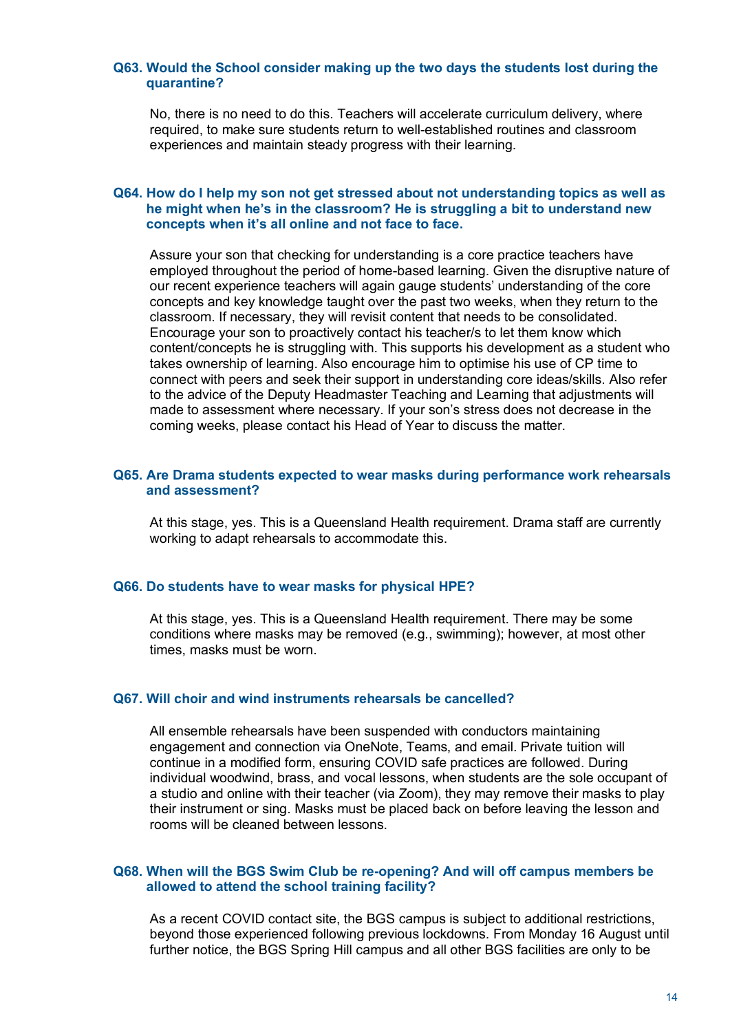### Q63. Would the School consider making up the two days the students lost during the quarantine?

No, there is no need to do this. Teachers will accelerate curriculum delivery, where required, to make sure students return to well-established routines and classroom experiences and maintain steady progress with their learning.

### Q64. How do I help my son not get stressed about not understanding topics as well as he might when he's in the classroom? He is struggling a bit to understand new concepts when it's all online and not face to face.

Assure your son that checking for understanding is a core practice teachers have employed throughout the period of home-based learning. Given the disruptive nature of our recent experience teachers will again gauge students' understanding of the core concepts and key knowledge taught over the past two weeks, when they return to the classroom. If necessary, they will revisit content that needs to be consolidated. Encourage your son to proactively contact his teacher/s to let them know which content/concepts he is struggling with. This supports his development as a student who takes ownership of learning. Also encourage him to optimise his use of CP time to connect with peers and seek their support in understanding core ideas/skills. Also refer to the advice of the Deputy Headmaster Teaching and Learning that adjustments will made to assessment where necessary. If your son's stress does not decrease in the coming weeks, please contact his Head of Year to discuss the matter.

### Q65. Are Drama students expected to wear masks during performance work rehearsals and assessment?

At this stage, yes. This is a Queensland Health requirement. Drama staff are currently working to adapt rehearsals to accommodate this.

### Q66. Do students have to wear masks for physical HPE?

At this stage, yes. This is a Queensland Health requirement. There may be some conditions where masks may be removed (e.g., swimming); however, at most other times, masks must be worn.

### Q67. Will choir and wind instruments rehearsals be cancelled?

All ensemble rehearsals have been suspended with conductors maintaining engagement and connection via OneNote, Teams, and email. Private tuition will continue in a modified form, ensuring COVID safe practices are followed. During individual woodwind, brass, and vocal lessons, when students are the sole occupant of a studio and online with their teacher (via Zoom), they may remove their masks to play their instrument or sing. Masks must be placed back on before leaving the lesson and rooms will be cleaned between lessons.

### Q68. When will the BGS Swim Club be re-opening? And will off campus members be allowed to attend the school training facility?

As a recent COVID contact site, the BGS campus is subject to additional restrictions, beyond those experienced following previous lockdowns. From Monday 16 August until further notice, the BGS Spring Hill campus and all other BGS facilities are only to be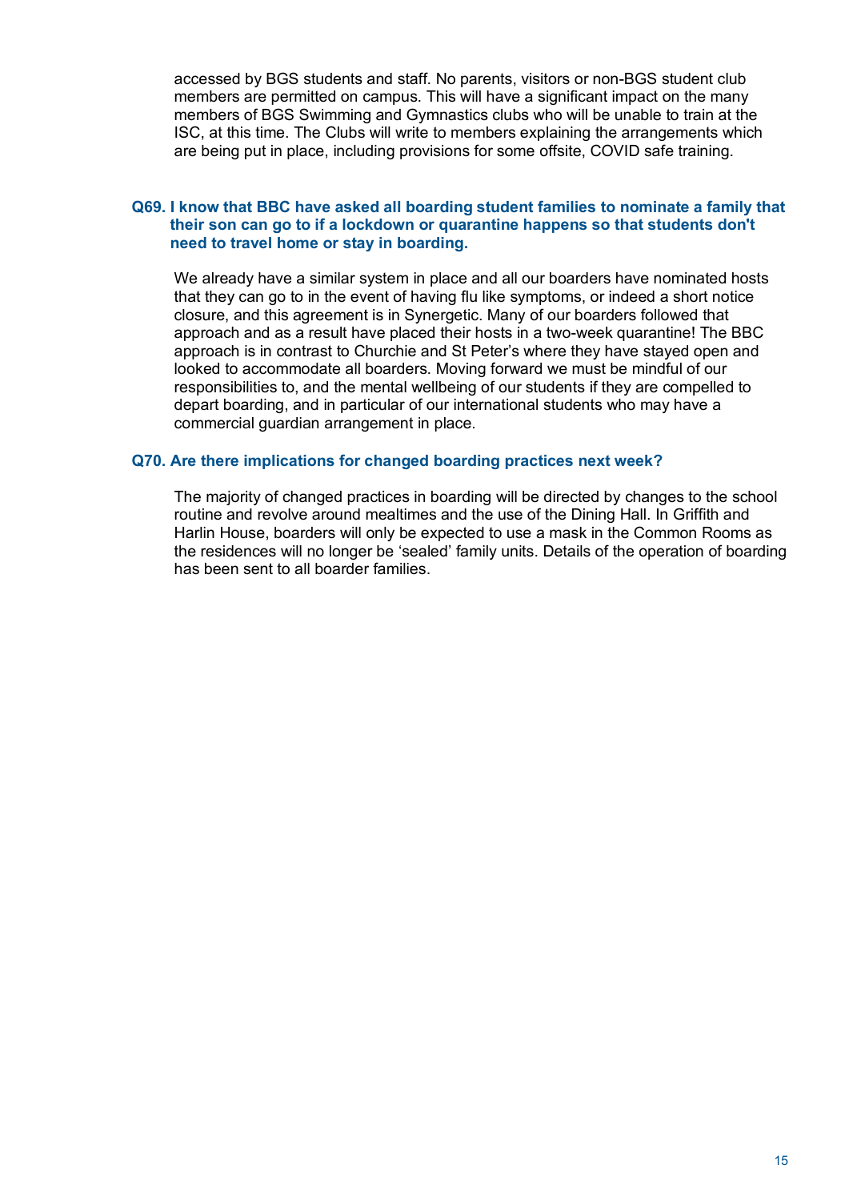accessed by BGS students and staff. No parents, visitors or non-BGS student club members are permitted on campus. This will have a significant impact on the many members of BGS Swimming and Gymnastics clubs who will be unable to train at the ISC, at this time. The Clubs will write to members explaining the arrangements which are being put in place, including provisions for some offsite, COVID safe training.

### Q69. I know that BBC have asked all boarding student families to nominate a family that their son can go to if a lockdown or quarantine happens so that students don't need to travel home or stay in boarding.

We already have a similar system in place and all our boarders have nominated hosts that they can go to in the event of having flu like symptoms, or indeed a short notice closure, and this agreement is in Synergetic. Many of our boarders followed that approach and as a result have placed their hosts in a two-week quarantine! The BBC approach is in contrast to Churchie and St Peter's where they have stayed open and looked to accommodate all boarders. Moving forward we must be mindful of our responsibilities to, and the mental wellbeing of our students if they are compelled to depart boarding, and in particular of our international students who may have a commercial guardian arrangement in place.

### Q70. Are there implications for changed boarding practices next week?

The majority of changed practices in boarding will be directed by changes to the school routine and revolve around mealtimes and the use of the Dining Hall. In Griffith and Harlin House, boarders will only be expected to use a mask in the Common Rooms as the residences will no longer be 'sealed' family units. Details of the operation of boarding has been sent to all boarder families.